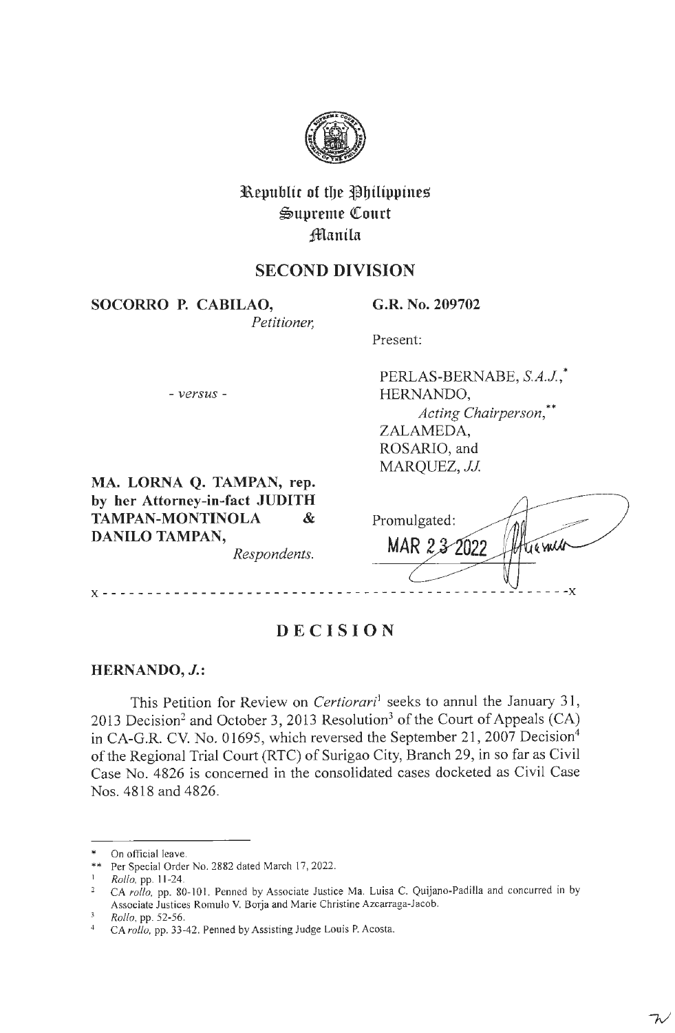# Republic of the Philippines
# Supreme Court
# Manila

## SECOND DIVISION

**SOCORRO P. CABILAO,**
*Petitioner,*

- *versus* -

**MA. LORNA Q. TAMPAN, rep. by her Attorney-in-fact JUDITH TAMPAN-MONTINOLA & DANILO TAMPAN,**
*Respondents.*

**G.R. No. 209702**

Present:

PERLAS-BERNABE, *S.A.J.*,*
HERNANDO,
*Acting Chairperson,***
ZALAMEDA,
ROSARIO, and
MARQUEZ, *JJ.*

Promulgated:

MAR 23 2022

x - - - - - - - - - - - - - - - - - - - - - - - - - - - - - - - - - - - - - - - - - - - - - - - - - x

## DECISION

**HERNANDO, *J.*:**

This Petition for Review on *Certiorari*[1] seeks to annul the January 31, 2013 Decision[2] and October 3, 2013 Resolution[3] of the Court of Appeals (CA) in CA-G.R. CV. No. 01695, which reversed the September 21, 2007 Decision[4] of the Regional Trial Court (RTC) of Surigao City, Branch 29, in so far as Civil Case No. 4826 is concerned in the consolidated cases docketed as Civil Case Nos. 4818 and 4826.

---

\* On official leave.

\*\* Per Special Order No. 2882 dated March 17, 2022.

[1] *Rollo*, pp. 11-24.

[2] CA *rollo*, pp. 80-101. Penned by Associate Justice Ma. Luisa C. Quijano-Padilla and concurred in by Associate Justices Romulo V. Borja and Marie Christine Azcarraga-Jacob.

[3] *Rollo*, pp. 52-56.

[4] CA *rollo*, pp. 33-42. Penned by Assisting Judge Louis P. Acosta.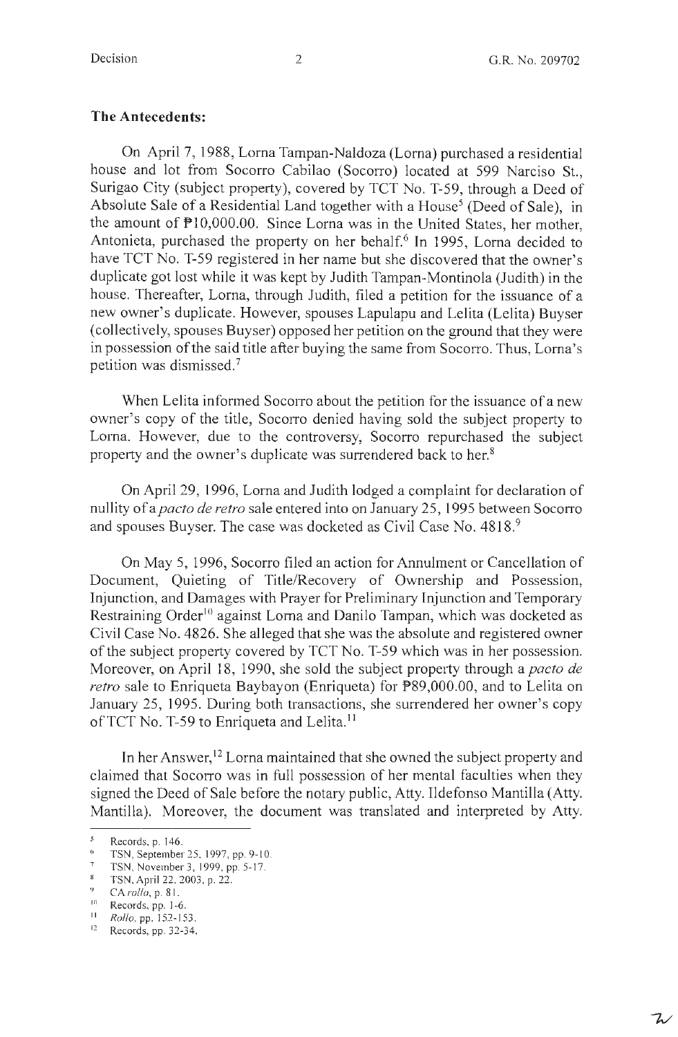## The Antecedents:

On April 7, 1988, Lorna Tampan-Naldoza (Lorna) purchased a residential house and lot from Socorro Cabilao (Socorro) located at 599 Narciso St., Surigao City (subject property), covered by TCT No. T-59, through a Deed of Absolute Sale of a Residential Land together with a House[5] (Deed of Sale), in the amount of ₱10,000.00. Since Lorna was in the United States, her mother, Antonieta, purchased the property on her behalf.[6] In 1995, Lorna decided to have TCT No. T-59 registered in her name but she discovered that the owner's duplicate got lost while it was kept by Judith Tampan-Montinola (Judith) in the house. Thereafter, Lorna, through Judith, filed a petition for the issuance of a new owner's duplicate. However, spouses Lapulapu and Lelita (Lelita) Buyser (collectively, spouses Buyser) opposed her petition on the ground that they were in possession of the said title after buying the same from Socorro. Thus, Lorna's petition was dismissed.[7]

When Lelita informed Socorro about the petition for the issuance of a new owner's copy of the title, Socorro denied having sold the subject property to Lorna. However, due to the controversy, Socorro repurchased the subject property and the owner's duplicate was surrendered back to her.[8]

On April 29, 1996, Lorna and Judith lodged a complaint for declaration of nullity of a *pacto de retro* sale entered into on January 25, 1995 between Socorro and spouses Buyser. The case was docketed as Civil Case No. 4818.[9]

On May 5, 1996, Socorro filed an action for Annulment or Cancellation of Document, Quieting of Title/Recovery of Ownership and Possession, Injunction, and Damages with Prayer for Preliminary Injunction and Temporary Restraining Order[10] against Lorna and Danilo Tampan, which was docketed as Civil Case No. 4826. She alleged that she was the absolute and registered owner of the subject property covered by TCT No. T-59 which was in her possession. Moreover, on April 18, 1990, she sold the subject property through a *pacto de retro* sale to Enriqueta Baybayon (Enriqueta) for ₱89,000.00, and to Lelita on January 25, 1995. During both transactions, she surrendered her owner's copy of TCT No. T-59 to Enriqueta and Lelita.[11]

In her Answer,[12] Lorna maintained that she owned the subject property and claimed that Socorro was in full possession of her mental faculties when they signed the Deed of Sale before the notary public, Atty. Ildefonso Mantilla (Atty. Mantilla). Moreover, the document was translated and interpreted by Atty.

---

[5] Records, p. 146.
[6] TSN, September 25, 1997, pp. 9-10.
[7] TSN, November 3, 1999, pp. 5-17.
[8] TSN, April 22, 2003, p. 22.
[9] CA *rollo*, p. 81.
[10] Records, pp. 1-6.
[11] *Rollo*, pp. 152-153.
[12] Records, pp. 32-34.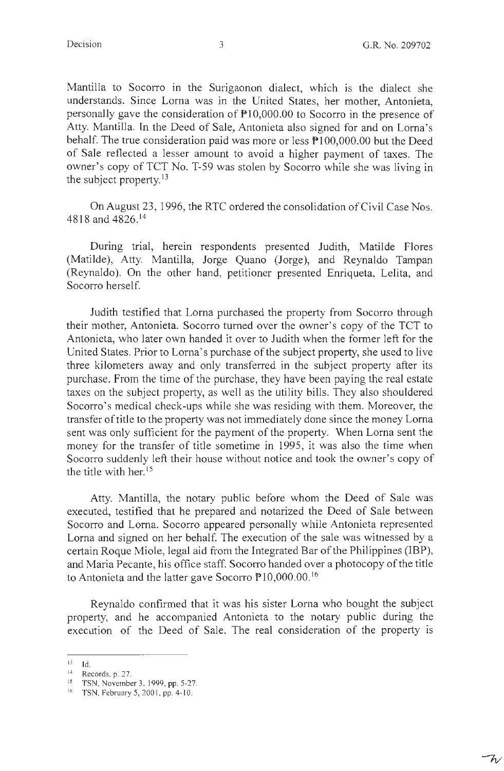Mantilla to Socorro in the Surigaonon dialect, which is the dialect she understands. Since Lorna was in the United States, her mother, Antonieta, personally gave the consideration of ₱10,000.00 to Socorro in the presence of Atty. Mantilla. In the Deed of Sale, Antonieta also signed for and on Lorna's behalf. The true consideration paid was more or less ₱100,000.00 but the Deed of Sale reflected a lesser amount to avoid a higher payment of taxes. The owner's copy of TCT No. T-59 was stolen by Socorro while she was living in the subject property.[13]

On August 23, 1996, the RTC ordered the consolidation of Civil Case Nos. 4818 and 4826.[14]

During trial, herein respondents presented Judith, Matilde Flores (Matilde), Atty. Mantilla, Jorge Quano (Jorge), and Reynaldo Tampan (Reynaldo). On the other hand, petitioner presented Enriqueta, Lelita, and Socorro herself.

Judith testified that Lorna purchased the property from Socorro through their mother, Antonieta. Socorro turned over the owner's copy of the TCT to Antonieta, who later own handed it over to Judith when the former left for the United States. Prior to Lorna's purchase of the subject property, she used to live three kilometers away and only transferred in the subject property after its purchase. From the time of the purchase, they have been paying the real estate taxes on the subject property, as well as the utility bills. They also shouldered Socorro's medical check-ups while she was residing with them. Moreover, the transfer of title to the property was not immediately done since the money Lorna sent was only sufficient for the payment of the property. When Lorna sent the money for the transfer of title sometime in 1995, it was also the time when Socorro suddenly left their house without notice and took the owner's copy of the title with her.[15]

Atty. Mantilla, the notary public before whom the Deed of Sale was executed, testified that he prepared and notarized the Deed of Sale between Socorro and Lorna. Socorro appeared personally while Antonieta represented Lorna and signed on her behalf. The execution of the sale was witnessed by a certain Roque Miole, legal aid from the Integrated Bar of the Philippines (IBP), and Maria Pecante, his office staff. Socorro handed over a photocopy of the title to Antonieta and the latter gave Socorro ₱10,000.00.[16]

Reynaldo confirmed that it was his sister Lorna who bought the subject property, and he accompanied Antonieta to the notary public during the execution of the Deed of Sale. The real consideration of the property is

---

[13] Id.

[14] Records, p. 27.

[15] TSN, November 3, 1999, pp. 5-27.

[16] TSN, February 5, 2001, pp. 4-10.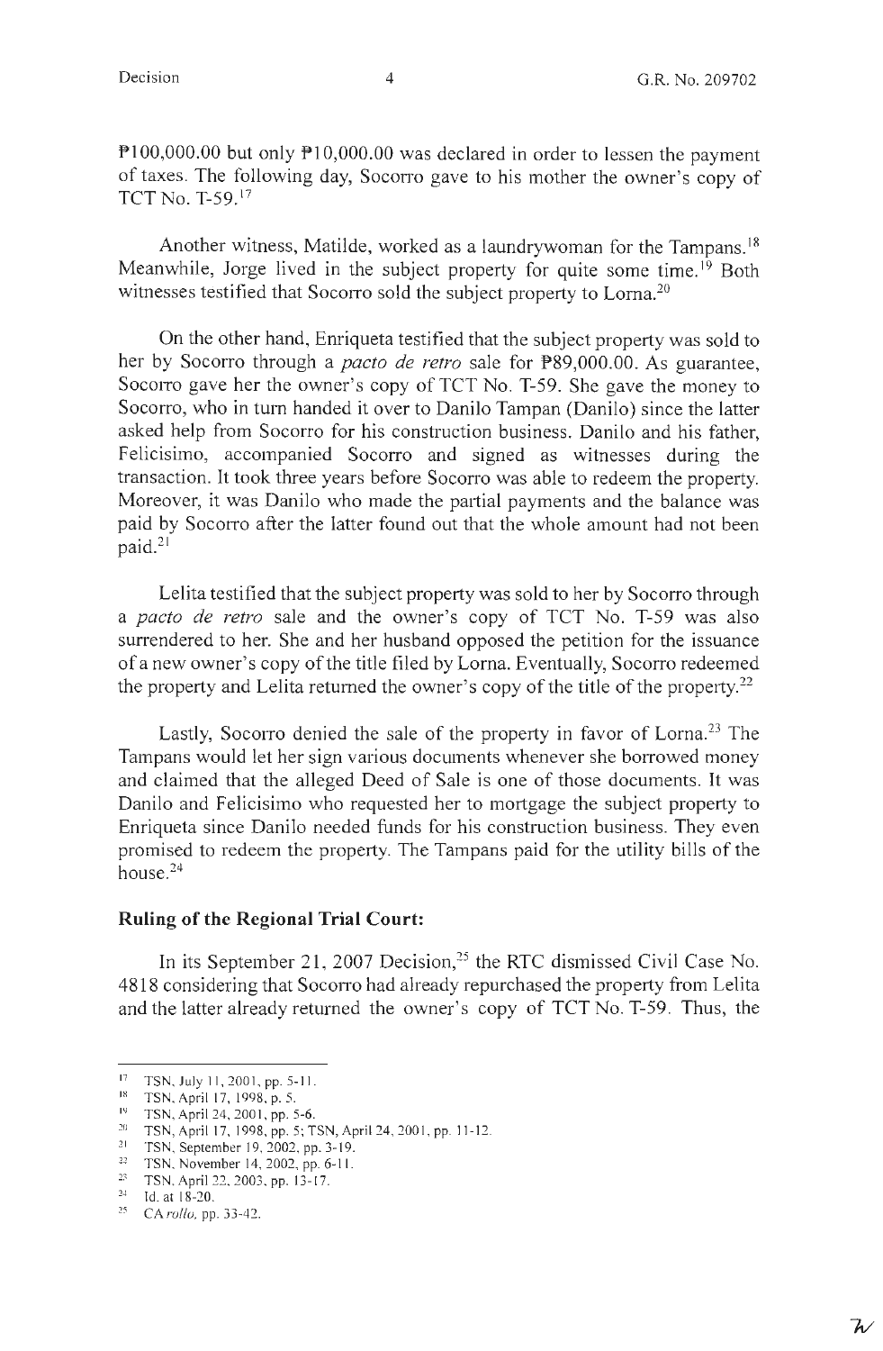₱100,000.00 but only ₱10,000.00 was declared in order to lessen the payment of taxes. The following day, Socorro gave to his mother the owner's copy of TCT No. T-59.[17]

Another witness, Matilde, worked as a laundrywoman for the Tampans.[18] Meanwhile, Jorge lived in the subject property for quite some time.[19] Both witnesses testified that Socorro sold the subject property to Lorna.[20]

On the other hand, Enriqueta testified that the subject property was sold to her by Socorro through a *pacto de retro* sale for ₱89,000.00. As guarantee, Socorro gave her the owner's copy of TCT No. T-59. She gave the money to Socorro, who in turn handed it over to Danilo Tampan (Danilo) since the latter asked help from Socorro for his construction business. Danilo and his father, Felicisimo, accompanied Socorro and signed as witnesses during the transaction. It took three years before Socorro was able to redeem the property. Moreover, it was Danilo who made the partial payments and the balance was paid by Socorro after the latter found out that the whole amount had not been paid.[21]

Lelita testified that the subject property was sold to her by Socorro through a *pacto de retro* sale and the owner's copy of TCT No. T-59 was also surrendered to her. She and her husband opposed the petition for the issuance of a new owner's copy of the title filed by Lorna. Eventually, Socorro redeemed the property and Lelita returned the owner's copy of the title of the property.[22]

Lastly, Socorro denied the sale of the property in favor of Lorna.[23] The Tampans would let her sign various documents whenever she borrowed money and claimed that the alleged Deed of Sale is one of those documents. It was Danilo and Felicisimo who requested her to mortgage the subject property to Enriqueta since Danilo needed funds for his construction business. They even promised to redeem the property. The Tampans paid for the utility bills of the house.[24]

**Ruling of the Regional Trial Court:**

In its September 21, 2007 Decision,[25] the RTC dismissed Civil Case No. 4818 considering that Socorro had already repurchased the property from Lelita and the latter already returned the owner's copy of TCT No. T-59. Thus, the

---

[17] TSN, July 11, 2001, pp. 5-11.
[18] TSN, April 17, 1998, p. 5.
[19] TSN, April 24, 2001, pp. 5-6.
[20] TSN, April 17, 1998, pp. 5; TSN, April 24, 2001, pp. 11-12.
[21] TSN, September 19, 2002, pp. 3-19.
[22] TSN, November 14, 2002, pp. 6-11.
[23] TSN, April 22, 2003, pp. 13-17.
[24] Id. at 18-20.
[25] CA *rollo*, pp. 33-42.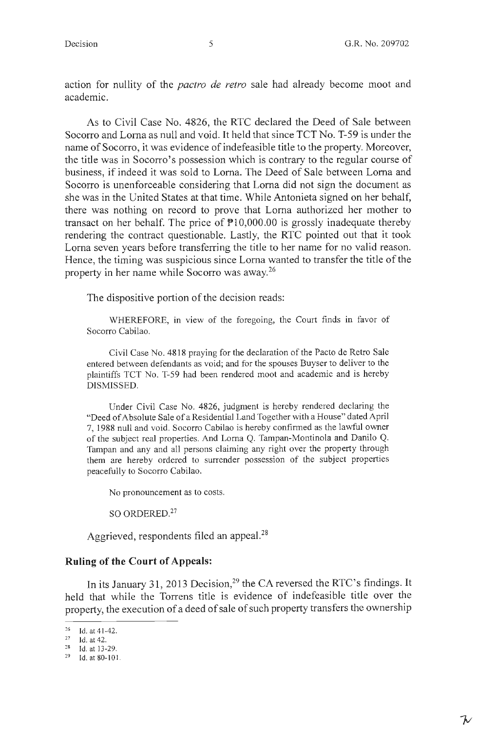action for nullity of the *pactro de retro* sale had already become moot and academic.

As to Civil Case No. 4826, the RTC declared the Deed of Sale between Socorro and Lorna as null and void. It held that since TCT No. T-59 is under the name of Socorro, it was evidence of indefeasible title to the property. Moreover, the title was in Socorro's possession which is contrary to the regular course of business, if indeed it was sold to Lorna. The Deed of Sale between Lorna and Socorro is unenforceable considering that Lorna did not sign the document as she was in the United States at that time. While Antonieta signed on her behalf, there was nothing on record to prove that Lorna authorized her mother to transact on her behalf. The price of ₱10,000.00 is grossly inadequate thereby rendering the contract questionable. Lastly, the RTC pointed out that it took Lorna seven years before transferring the title to her name for no valid reason. Hence, the timing was suspicious since Lorna wanted to transfer the title of the property in her name while Socorro was away.[26]

The dispositive portion of the decision reads:

> WHEREFORE, in view of the foregoing, the Court finds in favor of Socorro Cabilao.
>
> Civil Case No. 4818 praying for the declaration of the Pacto de Retro Sale entered between defendants as void; and for the spouses Buyser to deliver to the plaintiffs TCT No. T-59 had been rendered moot and academic and is hereby DISMISSED.
>
> Under Civil Case No. 4826, judgment is hereby rendered declaring the "Deed of Absolute Sale of a Residential Land Together with a House" dated April 7, 1988 null and void. Socorro Cabilao is hereby confirmed as the lawful owner of the subject real properties. And Lorna Q. Tampan-Montinola and Danilo Q. Tampan and any and all persons claiming any right over the property through them are hereby ordered to surrender possession of the subject properties peacefully to Socorro Cabilao.
>
> No pronouncement as to costs.
>
> SO ORDERED.[27]

Aggrieved, respondents filed an appeal.[28]

**Ruling of the Court of Appeals:**

In its January 31, 2013 Decision,[29] the CA reversed the RTC's findings. It held that while the Torrens title is evidence of indefeasible title over the property, the execution of a deed of sale of such property transfers the ownership

---

[26] Id. at 41-42.
[27] Id. at 42.
[28] Id. at 13-29.
[29] Id. at 80-101.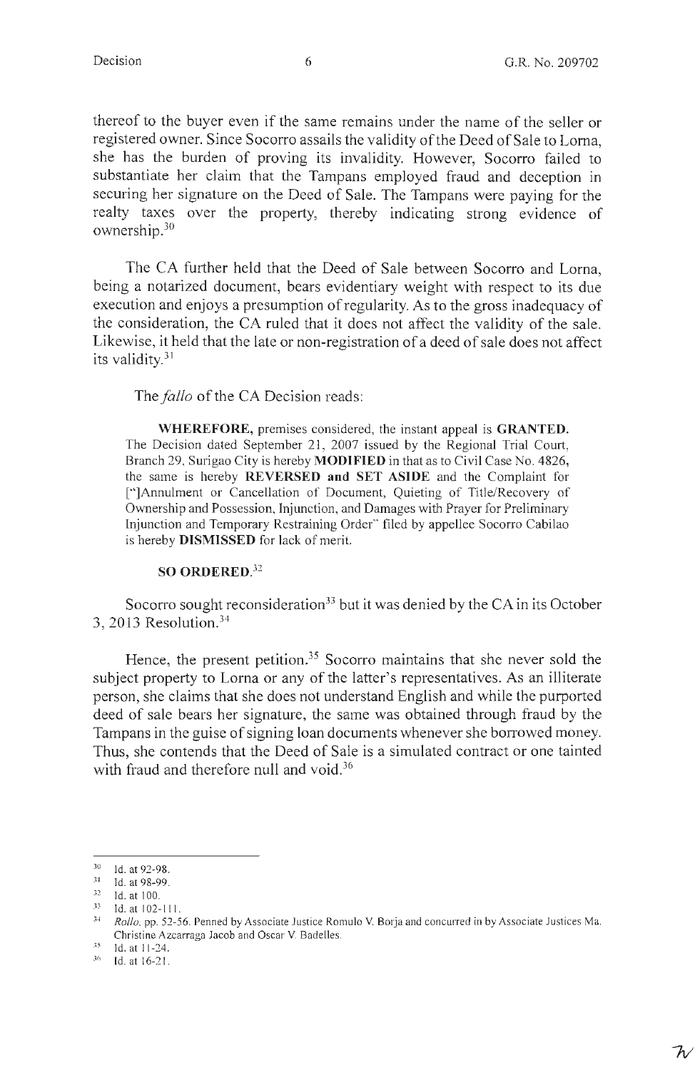thereof to the buyer even if the same remains under the name of the seller or registered owner. Since Socorro assails the validity of the Deed of Sale to Lorna, she has the burden of proving its invalidity. However, Socorro failed to substantiate her claim that the Tampans employed fraud and deception in securing her signature on the Deed of Sale. The Tampans were paying for the realty taxes over the property, thereby indicating strong evidence of ownership.[30]

The CA further held that the Deed of Sale between Socorro and Lorna, being a notarized document, bears evidentiary weight with respect to its due execution and enjoys a presumption of regularity. As to the gross inadequacy of the consideration, the CA ruled that it does not affect the validity of the sale. Likewise, it held that the late or non-registration of a deed of sale does not affect its validity.[31]

The *fallo* of the CA Decision reads:

> **WHEREFORE,** premises considered, the instant appeal is **GRANTED.** The Decision dated September 21, 2007 issued by the Regional Trial Court, Branch 29, Surigao City is hereby **MODIFIED** in that as to Civil Case No. 4826, the same is hereby **REVERSED and SET ASIDE** and the Complaint for ["]Annulment or Cancellation of Document, Quieting of Title/Recovery of Ownership and Possession, Injunction, and Damages with Prayer for Preliminary Injunction and Temporary Restraining Order" filed by appellee Socorro Cabilao is hereby **DISMISSED** for lack of merit.
>
> **SO ORDERED.**[32]

Socorro sought reconsideration[33] but it was denied by the CA in its October 3, 2013 Resolution.[34]

Hence, the present petition.[35] Socorro maintains that she never sold the subject property to Lorna or any of the latter's representatives. As an illiterate person, she claims that she does not understand English and while the purported deed of sale bears her signature, the same was obtained through fraud by the Tampans in the guise of signing loan documents whenever she borrowed money. Thus, she contends that the Deed of Sale is a simulated contract or one tainted with fraud and therefore null and void.[36]

---

[30] Id. at 92-98.

[31] Id. at 98-99.

[32] Id. at 100.

[33] Id. at 102-111.

[34] *Rollo*, pp. 52-56. Penned by Associate Justice Romulo V. Borja and concurred in by Associate Justices Ma. Christine Azcarraga Jacob and Oscar V. Badelles.

[35] Id. at 11-24.

[36] Id. at 16-21.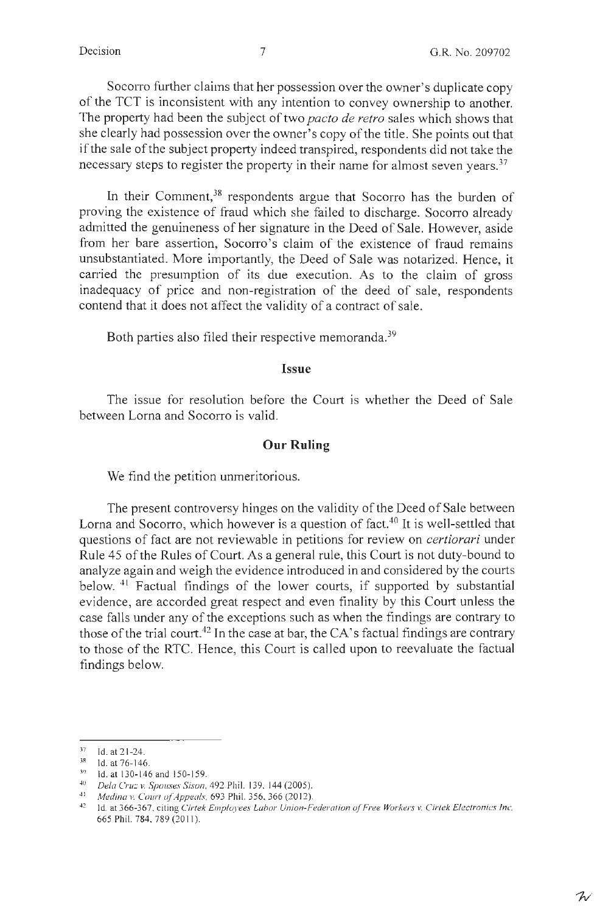Socorro further claims that her possession over the owner's duplicate copy of the TCT is inconsistent with any intention to convey ownership to another. The property had been the subject of two *pacto de retro* sales which shows that she clearly had possession over the owner's copy of the title. She points out that if the sale of the subject property indeed transpired, respondents did not take the necessary steps to register the property in their name for almost seven years.[37]

In their Comment,[38] respondents argue that Socorro has the burden of proving the existence of fraud which she failed to discharge. Socorro already admitted the genuineness of her signature in the Deed of Sale. However, aside from her bare assertion, Socorro's claim of the existence of fraud remains unsubstantiated. More importantly, the Deed of Sale was notarized. Hence, it carried the presumption of its due execution. As to the claim of gross inadequacy of price and non-registration of the deed of sale, respondents contend that it does not affect the validity of a contract of sale.

Both parties also filed their respective memoranda.[39]

## Issue

The issue for resolution before the Court is whether the Deed of Sale between Lorna and Socorro is valid.

## Our Ruling

We find the petition unmeritorious.

The present controversy hinges on the validity of the Deed of Sale between Lorna and Socorro, which however is a question of fact.[40] It is well-settled that questions of fact are not reviewable in petitions for review on *certiorari* under Rule 45 of the Rules of Court. As a general rule, this Court is not duty-bound to analyze again and weigh the evidence introduced in and considered by the courts below.[41] Factual findings of the lower courts, if supported by substantial evidence, are accorded great respect and even finality by this Court unless the case falls under any of the exceptions such as when the findings are contrary to those of the trial court.[42] In the case at bar, the CA's factual findings are contrary to those of the RTC. Hence, this Court is called upon to reevaluate the factual findings below.

---

[37] Id. at 21-24.

[38] Id. at 76-146.

[39] Id. at 130-146 and 150-159.

[40] *Dela Cruz v. Spouses Sison*, 492 Phil. 139, 144 (2005).

[41] *Medina v. Court of Appeals*, 693 Phil. 356, 366 (2012).

[42] Id. at 366-367, citing *Cirtek Employees Labor Union-Federation of Free Workers v. Cirtek Electronics Inc.* 665 Phil. 784, 789 (2011).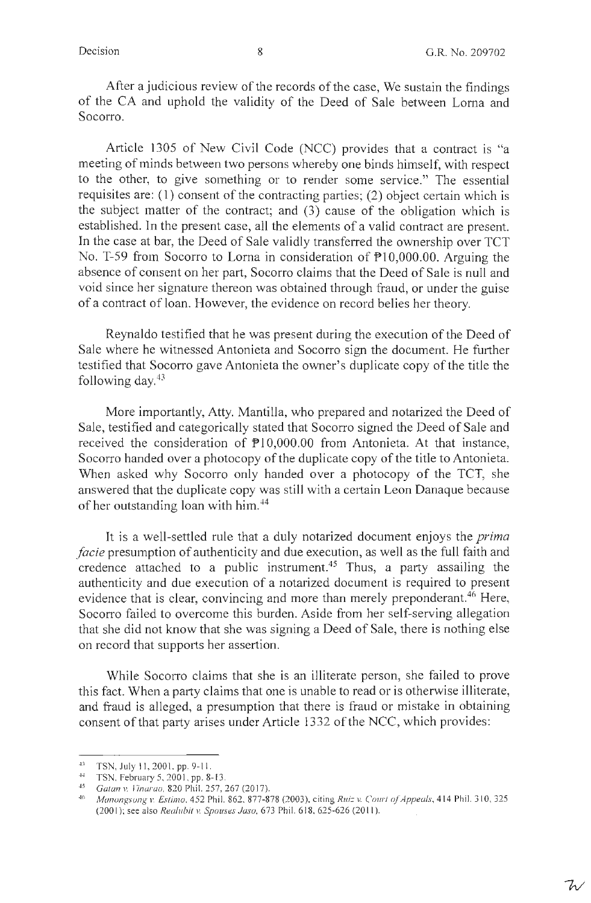After a judicious review of the records of the case, We sustain the findings of the CA and uphold the validity of the Deed of Sale between Lorna and Socorro.

Article 1305 of New Civil Code (NCC) provides that a contract is "a meeting of minds between two persons whereby one binds himself, with respect to the other, to give something or to render some service." The essential requisites are: (1) consent of the contracting parties; (2) object certain which is the subject matter of the contract; and (3) cause of the obligation which is established. In the present case, all the elements of a valid contract are present. In the case at bar, the Deed of Sale validly transferred the ownership over TCT No. T-59 from Socorro to Lorna in consideration of ₱10,000.00. Arguing the absence of consent on her part, Socorro claims that the Deed of Sale is null and void since her signature thereon was obtained through fraud, or under the guise of a contract of loan. However, the evidence on record belies her theory.

Reynaldo testified that he was present during the execution of the Deed of Sale where he witnessed Antonieta and Socorro sign the document. He further testified that Socorro gave Antonieta the owner's duplicate copy of the title the following day.[43]

More importantly, Atty. Mantilla, who prepared and notarized the Deed of Sale, testified and categorically stated that Socorro signed the Deed of Sale and received the consideration of ₱10,000.00 from Antonieta. At that instance, Socorro handed over a photocopy of the duplicate copy of the title to Antonieta. When asked why Socorro only handed over a photocopy of the TCT, she answered that the duplicate copy was still with a certain Leon Danaque because of her outstanding loan with him.[44]

It is a well-settled rule that a duly notarized document enjoys the *prima facie* presumption of authenticity and due execution, as well as the full faith and credence attached to a public instrument.[45] Thus, a party assailing the authenticity and due execution of a notarized document is required to present evidence that is clear, convincing and more than merely preponderant.[46] Here, Socorro failed to overcome this burden. Aside from her self-serving allegation that she did not know that she was signing a Deed of Sale, there is nothing else on record that supports her assertion.

While Socorro claims that she is an illiterate person, she failed to prove this fact. When a party claims that one is unable to read or is otherwise illiterate, and fraud is alleged, a presumption that there is fraud or mistake in obtaining consent of that party arises under Article 1332 of the NCC, which provides:

---

[43] TSN, July 11, 2001, pp. 9-11.

[44] TSN, February 5, 2001, pp. 8-13.

[45] *Gatan v. Vinarao*, 820 Phil. 257, 267 (2017).

[46] *Manongsong v. Estimo*, 452 Phil. 862, 877-878 (2003), citing *Ruiz v. Court of Appeals*, 414 Phil. 310, 325 (2001); see also *Realubit v. Spouses Jaso*, 673 Phil. 618, 625-626 (2011).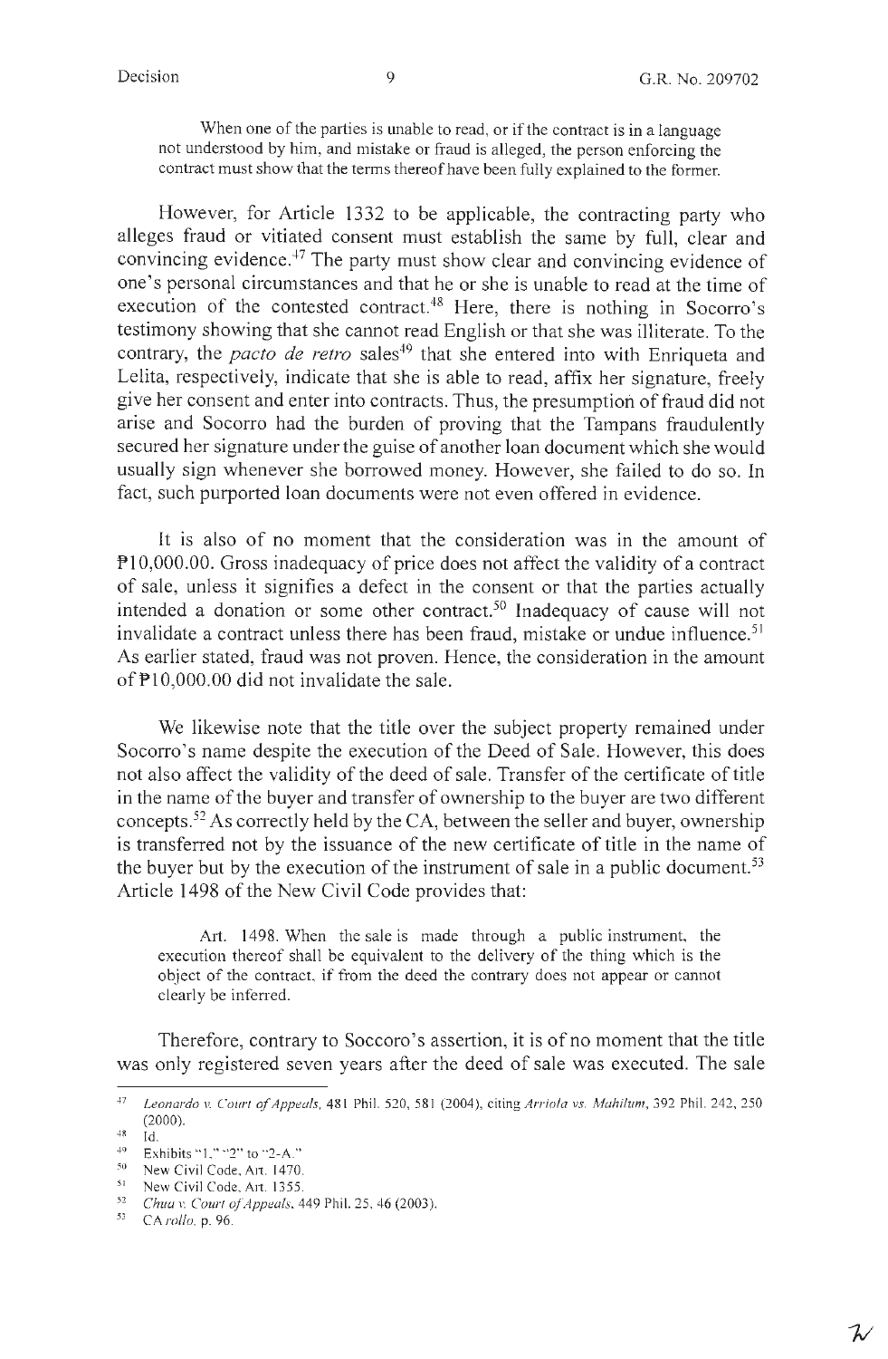When one of the parties is unable to read, or if the contract is in a language not understood by him, and mistake or fraud is alleged, the person enforcing the contract must show that the terms thereof have been fully explained to the former.

However, for Article 1332 to be applicable, the contracting party who alleges fraud or vitiated consent must establish the same by full, clear and convincing evidence.[47] The party must show clear and convincing evidence of one's personal circumstances and that he or she is unable to read at the time of execution of the contested contract.[48] Here, there is nothing in Socorro's testimony showing that she cannot read English or that she was illiterate. To the contrary, the *pacto de retro* sales[49] that she entered into with Enriqueta and Lelita, respectively, indicate that she is able to read, affix her signature, freely give her consent and enter into contracts. Thus, the presumption of fraud did not arise and Socorro had the burden of proving that the Tampans fraudulently secured her signature under the guise of another loan document which she would usually sign whenever she borrowed money. However, she failed to do so. In fact, such purported loan documents were not even offered in evidence.

It is also of no moment that the consideration was in the amount of ₱10,000.00. Gross inadequacy of price does not affect the validity of a contract of sale, unless it signifies a defect in the consent or that the parties actually intended a donation or some other contract.[50] Inadequacy of cause will not invalidate a contract unless there has been fraud, mistake or undue influence.[51] As earlier stated, fraud was not proven. Hence, the consideration in the amount of ₱10,000.00 did not invalidate the sale.

We likewise note that the title over the subject property remained under Socorro's name despite the execution of the Deed of Sale. However, this does not also affect the validity of the deed of sale. Transfer of the certificate of title in the name of the buyer and transfer of ownership to the buyer are two different concepts.[52] As correctly held by the CA, between the seller and buyer, ownership is transferred not by the issuance of the new certificate of title in the name of the buyer but by the execution of the instrument of sale in a public document.[53] Article 1498 of the New Civil Code provides that:

Art. 1498. When the sale is made through a public instrument, the execution thereof shall be equivalent to the delivery of the thing which is the object of the contract, if from the deed the contrary does not appear or cannot clearly be inferred.

Therefore, contrary to Soccoro's assertion, it is of no moment that the title was only registered seven years after the deed of sale was executed. The sale

---

[47] *Leonardo v. Court of Appeals*, 481 Phil. 520, 581 (2004), citing *Arriola vs. Mahilum*, 392 Phil. 242, 250 (2000).

[48] Id.

[49] Exhibits "1," "2" to "2-A."

[50] New Civil Code, Art. 1470.

[51] New Civil Code, Art. 1355.

[52] *Chua v. Court of Appeals*, 449 Phil. 25, 46 (2003).

[53] CA *rollo*, p. 96.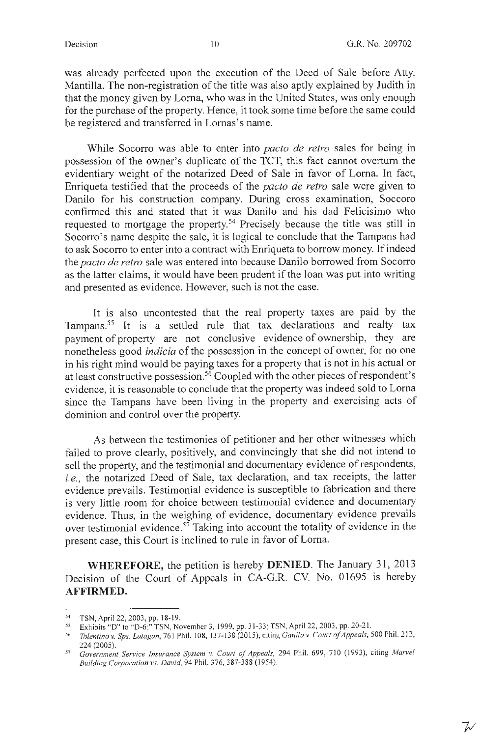was already perfected upon the execution of the Deed of Sale before Atty. Mantilla. The non-registration of the title was also aptly explained by Judith in that the money given by Lorna, who was in the United States, was only enough for the purchase of the property. Hence, it took some time before the same could be registered and transferred in Lornas's name.

While Socorro was able to enter into *pacto de retro* sales for being in possession of the owner's duplicate of the TCT, this fact cannot overturn the evidentiary weight of the notarized Deed of Sale in favor of Lorna. In fact, Enriqueta testified that the proceeds of the *pacto de retro* sale were given to Danilo for his construction company. During cross examination, Soccoro confirmed this and stated that it was Danilo and his dad Felicisimo who requested to mortgage the property.[54] Precisely because the title was still in Socorro's name despite the sale, it is logical to conclude that the Tampans had to ask Socorro to enter into a contract with Enriqueta to borrow money. If indeed the *pacto de retro* sale was entered into because Danilo borrowed from Socorro as the latter claims, it would have been prudent if the loan was put into writing and presented as evidence. However, such is not the case.

It is also uncontested that the real property taxes are paid by the Tampans.[55] It is a settled rule that tax declarations and realty tax payment of property are not conclusive evidence of ownership, they are nonetheless good *indicia* of the possession in the concept of owner, for no one in his right mind would be paying taxes for a property that is not in his actual or at least constructive possession.[56] Coupled with the other pieces of respondent's evidence, it is reasonable to conclude that the property was indeed sold to Lorna since the Tampans have been living in the property and exercising acts of dominion and control over the property.

As between the testimonies of petitioner and her other witnesses which failed to prove clearly, positively, and convincingly that she did not intend to sell the property, and the testimonial and documentary evidence of respondents, *i.e.*, the notarized Deed of Sale, tax declaration, and tax receipts, the latter evidence prevails. Testimonial evidence is susceptible to fabrication and there is very little room for choice between testimonial evidence and documentary evidence. Thus, in the weighing of evidence, documentary evidence prevails over testimonial evidence.[57] Taking into account the totality of evidence in the present case, this Court is inclined to rule in favor of Lorna.

**WHEREFORE,** the petition is hereby **DENIED**. The January 31, 2013 Decision of the Court of Appeals in CA-G.R. CV. No. 01695 is hereby **AFFIRMED.**

---

[54] TSN, April 22, 2003, pp. 18-19.

[55] Exhibits "D" to "D-6;" TSN, November 3, 1999, pp. 31-33; TSN, April 22, 2003, pp. 20-21.

[56] *Tolentino v. Sps. Latagan*, 761 Phil. 108, 137-138 (2015), citing *Ganila v. Court of Appeals*, 500 Phil. 212, 224 (2005).

[57] *Government Service Insurance System v. Court of Appeals*, 294 Phil. 699, 710 (1993), citing *Marvel Building Corporation vs. David*, 94 Phil. 376, 387-388 (1954).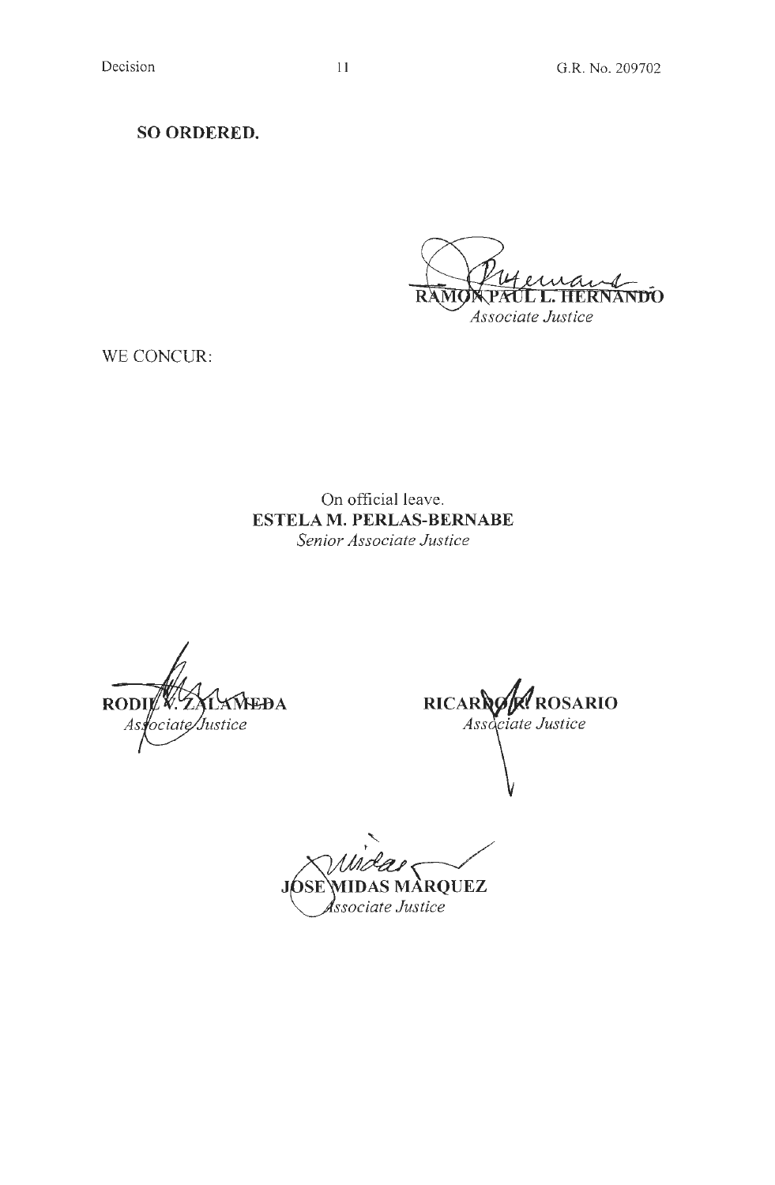**SO ORDERED.**

**RAMON PAUL L. HERNANDO**
*Associate Justice*

WE CONCUR:

On official leave.
**ESTELA M. PERLAS-BERNABE**
*Senior Associate Justice*

**RODIL V. ZALAMEDA**
*Associate Justice*

**RICARDO R. ROSARIO**
*Associate Justice*

**JOSE MIDAS MARQUEZ**
*Associate Justice*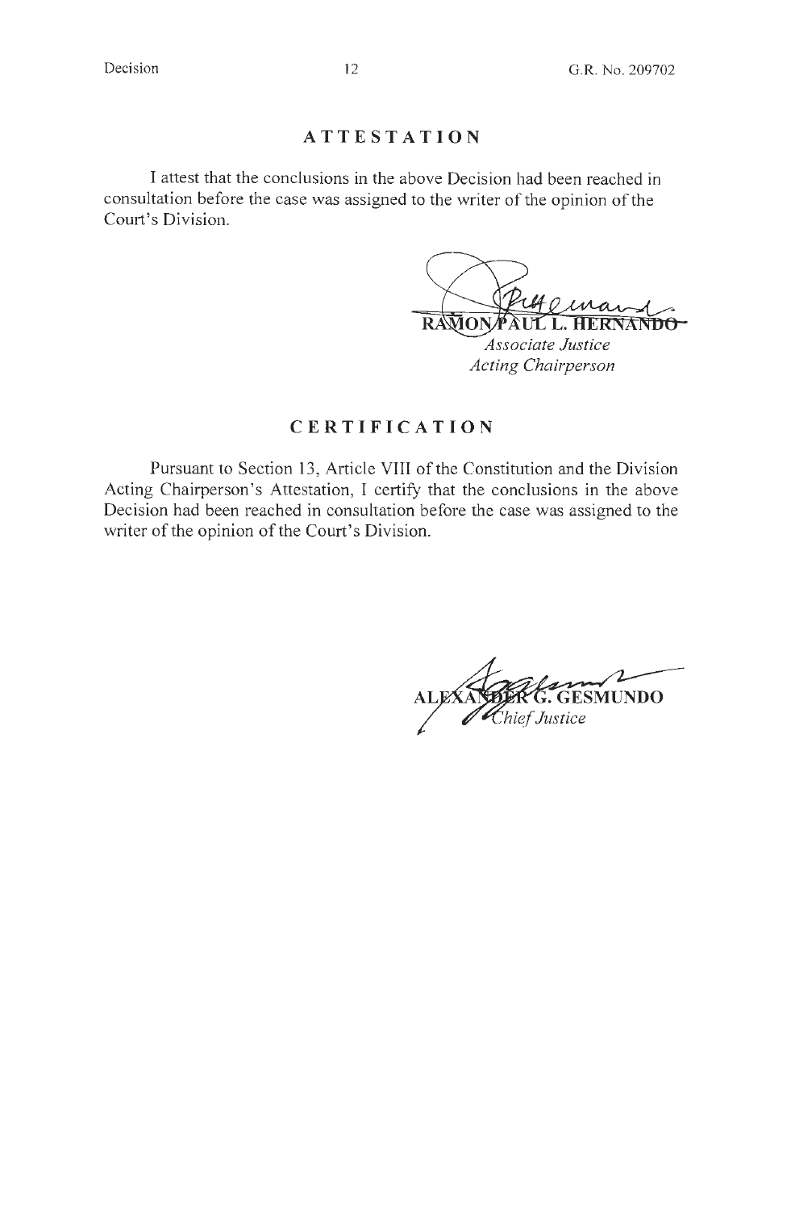## ATTESTATION

I attest that the conclusions in the above Decision had been reached in consultation before the case was assigned to the writer of the opinion of the Court's Division.

**RAMON PAUL L. HERNANDO**
*Associate Justice*
*Acting Chairperson*

## CERTIFICATION

Pursuant to Section 13, Article VIII of the Constitution and the Division Acting Chairperson's Attestation, I certify that the conclusions in the above Decision had been reached in consultation before the case was assigned to the writer of the opinion of the Court's Division.

**ALEXANDER G. GESMUNDO**
*Chief Justice*